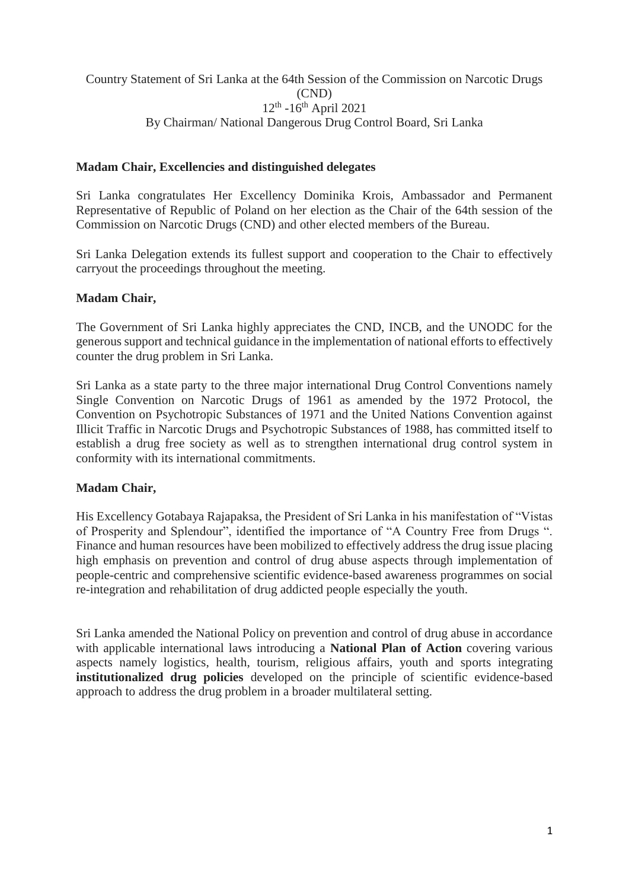Country Statement of Sri Lanka at the 64th Session of the Commission on Narcotic Drugs (CND)
12th -16th April 2021
By Chairman/ National Dangerous Drug Control Board, Sri Lanka

**Madam Chair, Excellencies and distinguished delegates**

Sri Lanka congratulates Her Excellency Dominika Krois, Ambassador and Permanent Representative of Republic of Poland on her election as the Chair of the 64th session of the Commission on Narcotic Drugs (CND) and other elected members of the Bureau.

Sri Lanka Delegation extends its fullest support and cooperation to the Chair to effectively carryout the proceedings throughout the meeting.

**Madam Chair,**

The Government of Sri Lanka highly appreciates the CND, INCB, and the UNODC for the generous support and technical guidance in the implementation of national efforts to effectively counter the drug problem in Sri Lanka.

Sri Lanka as a state party to the three major international Drug Control Conventions namely Single Convention on Narcotic Drugs of 1961 as amended by the 1972 Protocol, the Convention on Psychotropic Substances of 1971 and the United Nations Convention against Illicit Traffic in Narcotic Drugs and Psychotropic Substances of 1988, has committed itself to establish a drug free society as well as to strengthen international drug control system in conformity with its international commitments.

**Madam Chair,**

His Excellency Gotabaya Rajapaksa, the President of Sri Lanka in his manifestation of "Vistas of Prosperity and Splendour", identified the importance of "A Country Free from Drugs ". Finance and human resources have been mobilized to effectively address the drug issue placing high emphasis on prevention and control of drug abuse aspects through implementation of people-centric and comprehensive scientific evidence-based awareness programmes on social re-integration and rehabilitation of drug addicted people especially the youth.

Sri Lanka amended the National Policy on prevention and control of drug abuse in accordance with applicable international laws introducing a **National Plan of Action** covering various aspects namely logistics, health, tourism, religious affairs, youth and sports integrating **institutionalized drug policies** developed on the principle of scientific evidence-based approach to address the drug problem in a broader multilateral setting.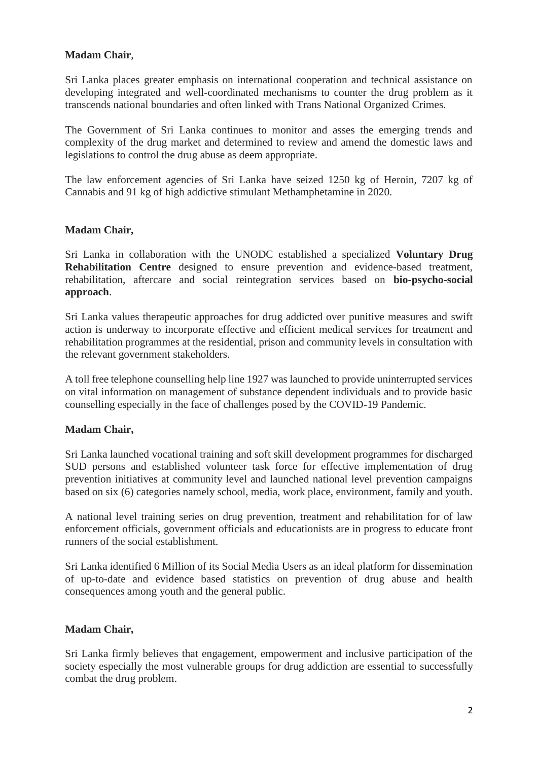**Madam Chair**,

Sri Lanka places greater emphasis on international cooperation and technical assistance on developing integrated and well-coordinated mechanisms to counter the drug problem as it transcends national boundaries and often linked with Trans National Organized Crimes.

The Government of Sri Lanka continues to monitor and asses the emerging trends and complexity of the drug market and determined to review and amend the domestic laws and legislations to control the drug abuse as deem appropriate.

The law enforcement agencies of Sri Lanka have seized 1250 kg of Heroin, 7207 kg of Cannabis and 91 kg of high addictive stimulant Methamphetamine in 2020.

**Madam Chair,**

Sri Lanka in collaboration with the UNODC established a specialized **Voluntary Drug Rehabilitation Centre** designed to ensure prevention and evidence-based treatment, rehabilitation, aftercare and social reintegration services based on **bio-psycho-social approach**.

Sri Lanka values therapeutic approaches for drug addicted over punitive measures and swift action is underway to incorporate effective and efficient medical services for treatment and rehabilitation programmes at the residential, prison and community levels in consultation with the relevant government stakeholders.

A toll free telephone counselling help line 1927 was launched to provide uninterrupted services on vital information on management of substance dependent individuals and to provide basic counselling especially in the face of challenges posed by the COVID-19 Pandemic.

**Madam Chair,**

Sri Lanka launched vocational training and soft skill development programmes for discharged SUD persons and established volunteer task force for effective implementation of drug prevention initiatives at community level and launched national level prevention campaigns based on six (6) categories namely school, media, work place, environment, family and youth.

A national level training series on drug prevention, treatment and rehabilitation for of law enforcement officials, government officials and educationists are in progress to educate front runners of the social establishment.

Sri Lanka identified 6 Million of its Social Media Users as an ideal platform for dissemination of up-to-date and evidence based statistics on prevention of drug abuse and health consequences among youth and the general public.

**Madam Chair,**

Sri Lanka firmly believes that engagement, empowerment and inclusive participation of the society especially the most vulnerable groups for drug addiction are essential to successfully combat the drug problem.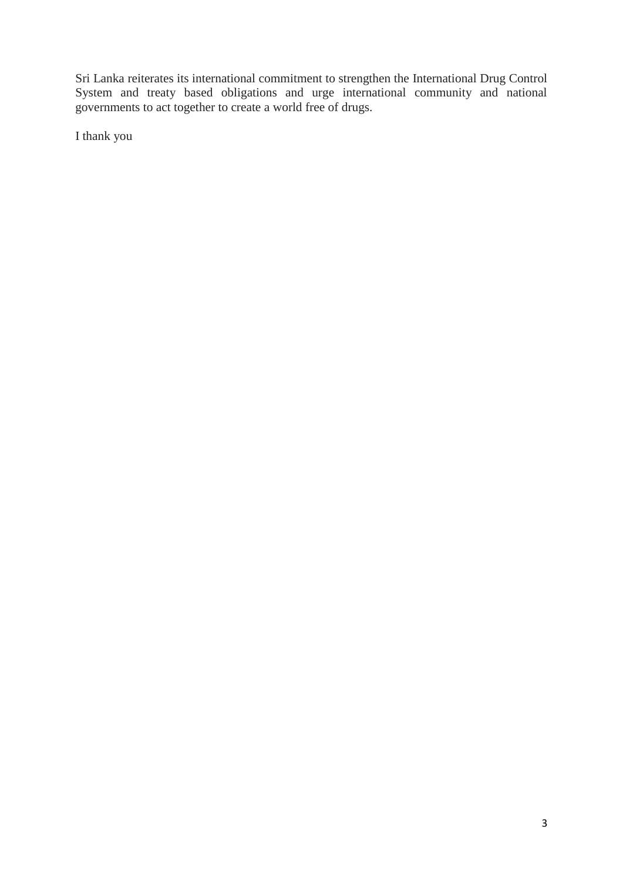Sri Lanka reiterates its international commitment to strengthen the International Drug Control System and treaty based obligations and urge international community and national governments to act together to create a world free of drugs.

I thank you